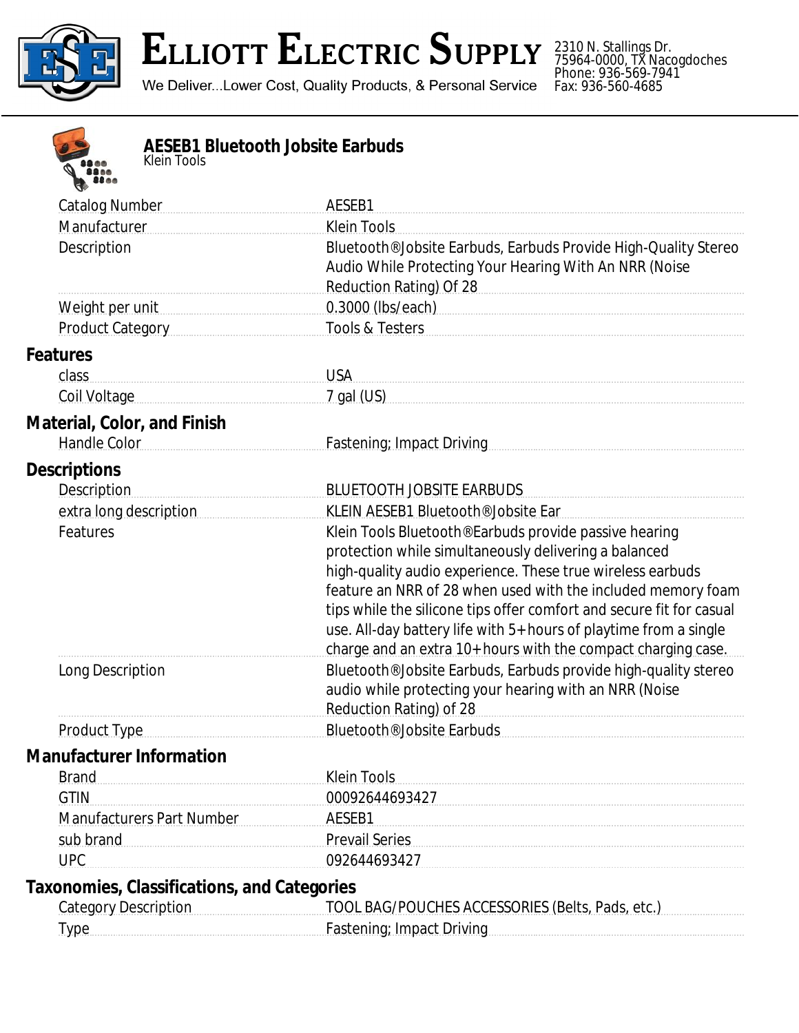# ELLIOTT ELECTRIC SUPPLY

We Deliver...Lower Cost, Quality Products, & Personal Service

2310 N. Stallings Dr.
75964-0000, TX Nacogdoches
Phone: 936-569-7941
Fax: 936-560-4685

## AESEB1 Bluetooth Jobsite Earbuds

Klein Tools

| | |
|---|---|
| Catalog Number | AESEB1 |
| Manufacturer | Klein Tools |
| Description | Bluetooth®Jobsite Earbuds, Earbuds Provide High-Quality Stereo Audio While Protecting Your Hearing With An NRR (Noise Reduction Rating) Of 28 |
| Weight per unit | 0.3000 (lbs/each) |
| Product Category | Tools & Testers |

### Features

| | |
|---|---|
| class | USA |
| Coil Voltage | 7 gal (US) |

### Material, Color, and Finish

| | |
|---|---|
| Handle Color | Fastening; Impact Driving |

### Descriptions

| | |
|---|---|
| Description | BLUETOOTH JOBSITE EARBUDS |
| extra long description | KLEIN AESEB1 Bluetooth®Jobsite Ear |
| Features | Klein Tools Bluetooth®Earbuds provide passive hearing protection while simultaneously delivering a balanced high-quality audio experience. These true wireless earbuds feature an NRR of 28 when used with the included memory foam tips while the silicone tips offer comfort and secure fit for casual use. All-day battery life with 5+hours of playtime from a single charge and an extra 10+hours with the compact charging case. |
| Long Description | Bluetooth®Jobsite Earbuds, Earbuds provide high-quality stereo audio while protecting your hearing with an NRR (Noise Reduction Rating) of 28 |
| Product Type | Bluetooth®Jobsite Earbuds |

### Manufacturer Information

| | |
|---|---|
| Brand | Klein Tools |
| GTIN | 00092644693427 |
| Manufacturers Part Number | AESEB1 |
| sub brand | Prevail Series |
| UPC | 092644693427 |

### Taxonomies, Classifications, and Categories

| | |
|---|---|
| Category Description | TOOL BAG/POUCHES ACCESSORIES (Belts, Pads, etc.) |
| Type | Fastening; Impact Driving |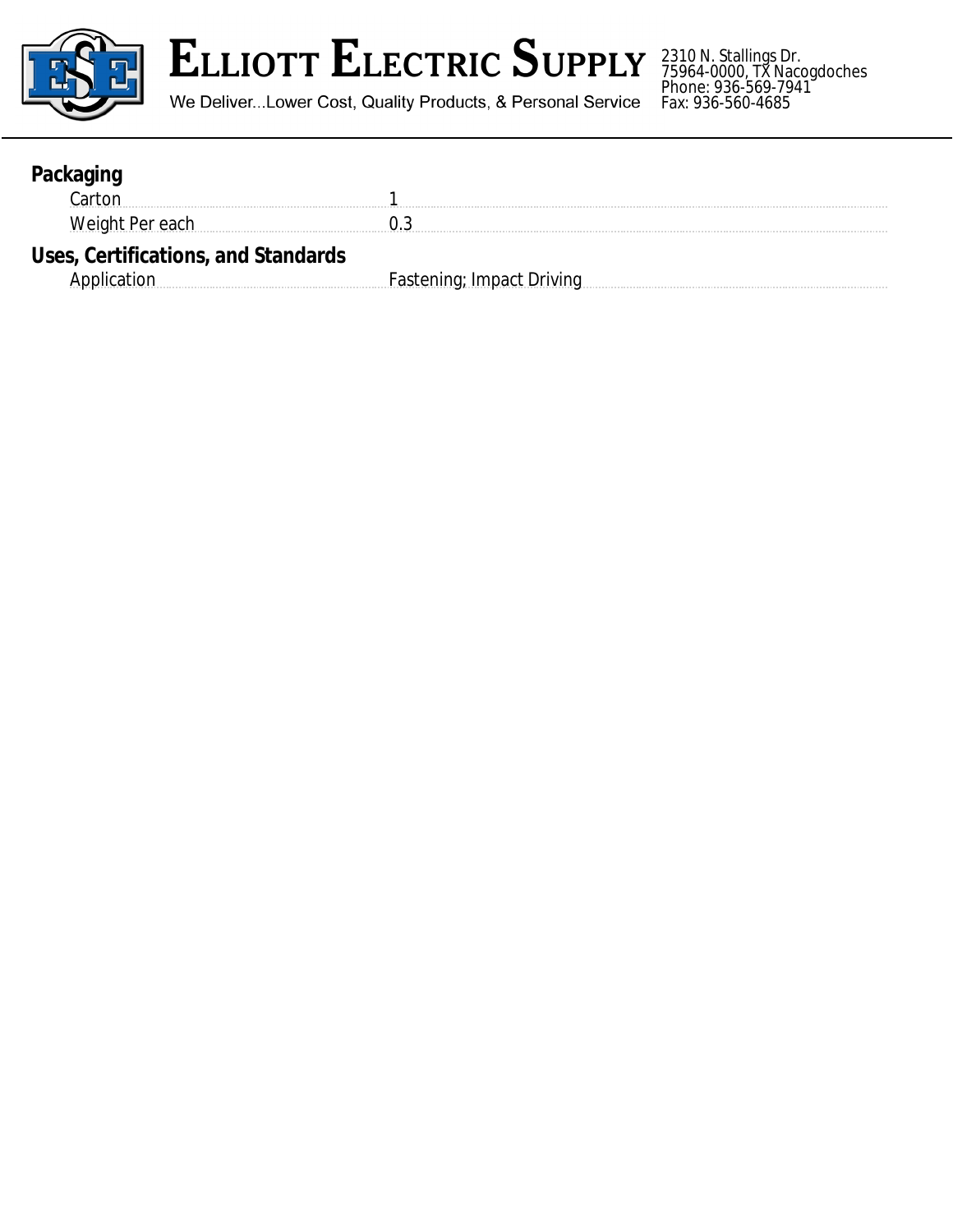## Packaging

| | |
|---|---|
| Carton | 1 |
| Weight Per each | 0.3 |

## Uses, Certifications, and Standards

| | |
|---|---|
| Application | Fastening; Impact Driving |